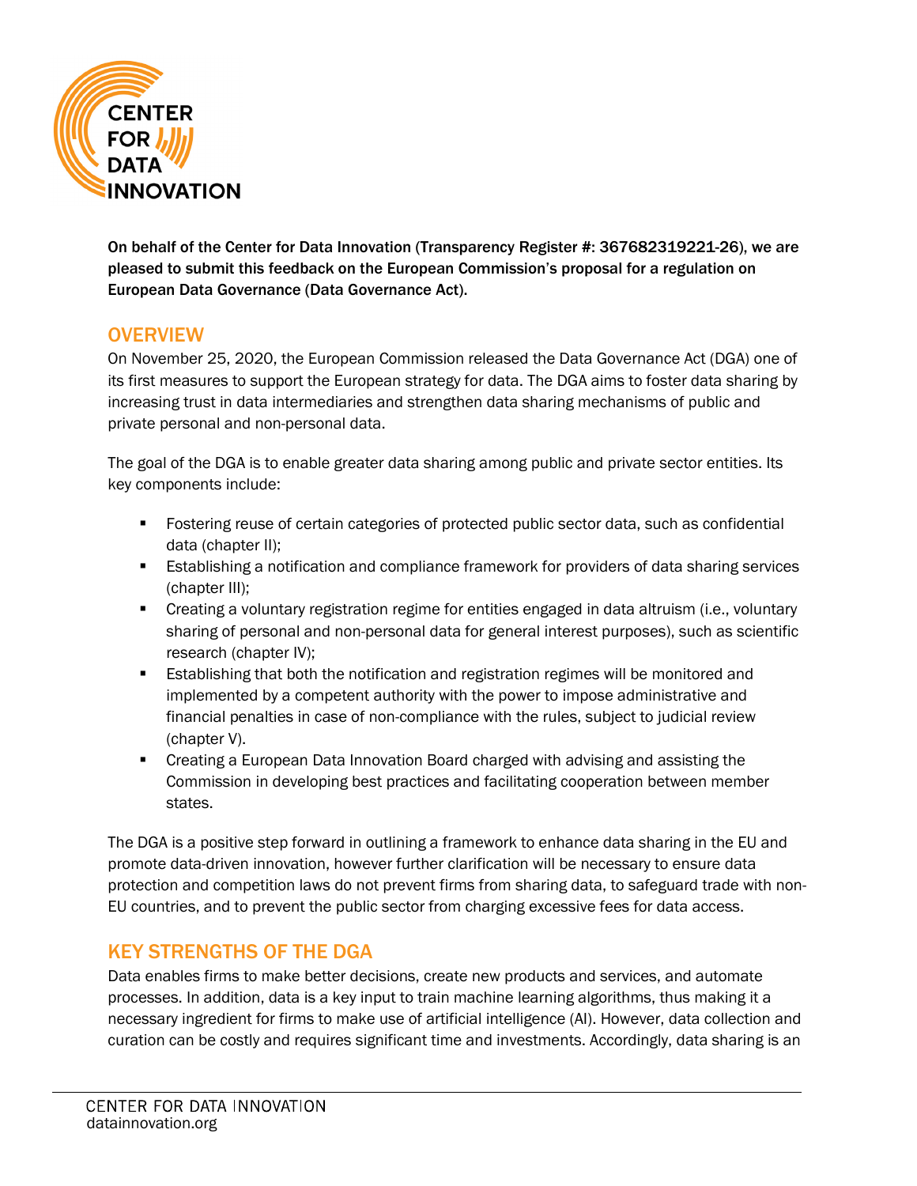On behalf of the Center for Data Innovation (Transparency Register #: 367682319221-26), we are pleased to submit this feedback on the European Commission's proposal for a regulation on European Data Governance (Data Governance Act).

## OVERVIEW

On November 25, 2020, the European Commission released the Data Governance Act (DGA) one of its first measures to support the European strategy for data. The DGA aims to foster data sharing by increasing trust in data intermediaries and strengthen data sharing mechanisms of public and private personal and non-personal data.

The goal of the DGA is to enable greater data sharing among public and private sector entities. Its key components include:

- Fostering reuse of certain categories of protected public sector data, such as confidential data (chapter II);
- Establishing a notification and compliance framework for providers of data sharing services (chapter III);
- Creating a voluntary registration regime for entities engaged in data altruism (i.e., voluntary sharing of personal and non-personal data for general interest purposes), such as scientific research (chapter IV);
- Establishing that both the notification and registration regimes will be monitored and implemented by a competent authority with the power to impose administrative and financial penalties in case of non-compliance with the rules, subject to judicial review (chapter V).
- Creating a European Data Innovation Board charged with advising and assisting the Commission in developing best practices and facilitating cooperation between member states.

The DGA is a positive step forward in outlining a framework to enhance data sharing in the EU and promote data-driven innovation, however further clarification will be necessary to ensure data protection and competition laws do not prevent firms from sharing data, to safeguard trade with non-EU countries, and to prevent the public sector from charging excessive fees for data access.

## KEY STRENGTHS OF THE DGA

Data enables firms to make better decisions, create new products and services, and automate processes. In addition, data is a key input to train machine learning algorithms, thus making it a necessary ingredient for firms to make use of artificial intelligence (AI). However, data collection and curation can be costly and requires significant time and investments. Accordingly, data sharing is an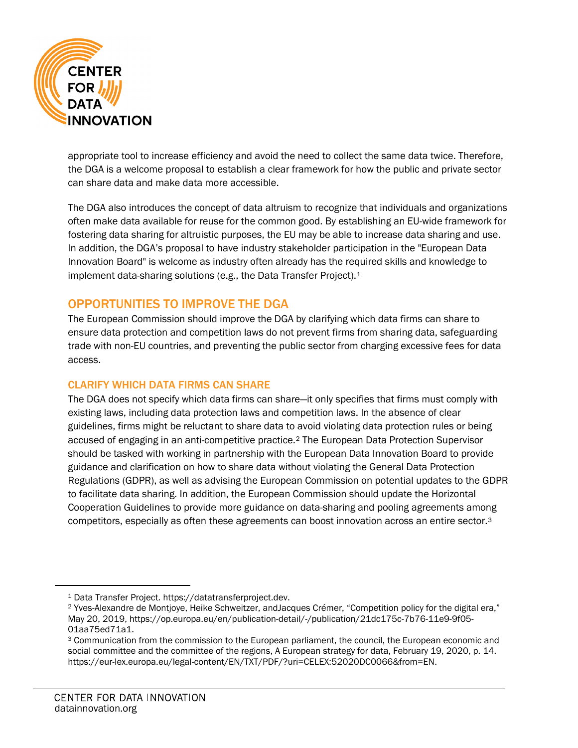appropriate tool to increase efficiency and avoid the need to collect the same data twice. Therefore, the DGA is a welcome proposal to establish a clear framework for how the public and private sector can share data and make data more accessible.

The DGA also introduces the concept of data altruism to recognize that individuals and organizations often make data available for reuse for the common good. By establishing an EU-wide framework for fostering data sharing for altruistic purposes, the EU may be able to increase data sharing and use. In addition, the DGA's proposal to have industry stakeholder participation in the "European Data Innovation Board" is welcome as industry often already has the required skills and knowledge to implement data-sharing solutions (e.g., the Data Transfer Project).[1]

## OPPORTUNITIES TO IMPROVE THE DGA

The European Commission should improve the DGA by clarifying which data firms can share to ensure data protection and competition laws do not prevent firms from sharing data, safeguarding trade with non-EU countries, and preventing the public sector from charging excessive fees for data access.

### CLARIFY WHICH DATA FIRMS CAN SHARE

The DGA does not specify which data firms can share—it only specifies that firms must comply with existing laws, including data protection laws and competition laws. In the absence of clear guidelines, firms might be reluctant to share data to avoid violating data protection rules or being accused of engaging in an anti-competitive practice.[2] The European Data Protection Supervisor should be tasked with working in partnership with the European Data Innovation Board to provide guidance and clarification on how to share data without violating the General Data Protection Regulations (GDPR), as well as advising the European Commission on potential updates to the GDPR to facilitate data sharing. In addition, the European Commission should update the Horizontal Cooperation Guidelines to provide more guidance on data-sharing and pooling agreements among competitors, especially as often these agreements can boost innovation across an entire sector.[3]

---

[1] Data Transfer Project. https://datatransferproject.dev.

[2] Yves-Alexandre de Montjoye, Heike Schweitzer, andJacques Crémer, "Competition policy for the digital era," May 20, 2019, https://op.europa.eu/en/publication-detail/-/publication/21dc175c-7b76-11e9-9f05-01aa75ed71a1.

[3] Communication from the commission to the European parliament, the council, the European economic and social committee and the committee of the regions, A European strategy for data, February 19, 2020, p. 14. https://eur-lex.europa.eu/legal-content/EN/TXT/PDF/?uri=CELEX:52020DC0066&from=EN.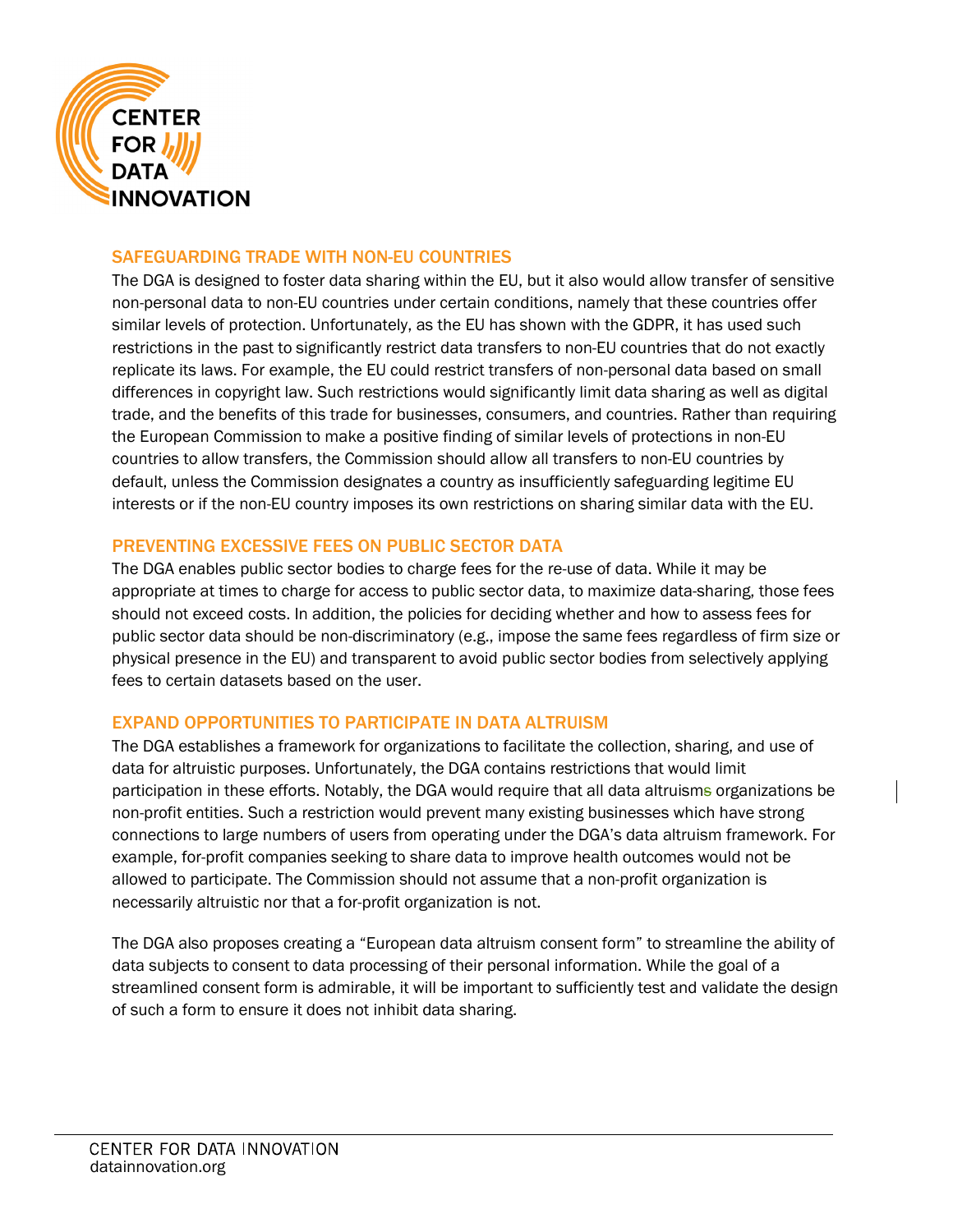## SAFEGUARDING TRADE WITH NON-EU COUNTRIES

The DGA is designed to foster data sharing within the EU, but it also would allow transfer of sensitive non-personal data to non-EU countries under certain conditions, namely that these countries offer similar levels of protection. Unfortunately, as the EU has shown with the GDPR, it has used such restrictions in the past to significantly restrict data transfers to non-EU countries that do not exactly replicate its laws. For example, the EU could restrict transfers of non-personal data based on small differences in copyright law. Such restrictions would significantly limit data sharing as well as digital trade, and the benefits of this trade for businesses, consumers, and countries. Rather than requiring the European Commission to make a positive finding of similar levels of protections in non-EU countries to allow transfers, the Commission should allow all transfers to non-EU countries by default, unless the Commission designates a country as insufficiently safeguarding legitime EU interests or if the non-EU country imposes its own restrictions on sharing similar data with the EU.

## PREVENTING EXCESSIVE FEES ON PUBLIC SECTOR DATA

The DGA enables public sector bodies to charge fees for the re-use of data. While it may be appropriate at times to charge for access to public sector data, to maximize data-sharing, those fees should not exceed costs. In addition, the policies for deciding whether and how to assess fees for public sector data should be non-discriminatory (e.g., impose the same fees regardless of firm size or physical presence in the EU) and transparent to avoid public sector bodies from selectively applying fees to certain datasets based on the user.

## EXPAND OPPORTUNITIES TO PARTICIPATE IN DATA ALTRUISM

The DGA establishes a framework for organizations to facilitate the collection, sharing, and use of data for altruistic purposes. Unfortunately, the DGA contains restrictions that would limit participation in these efforts. Notably, the DGA would require that all data altruisms organizations be non-profit entities. Such a restriction would prevent many existing businesses which have strong connections to large numbers of users from operating under the DGA's data altruism framework. For example, for-profit companies seeking to share data to improve health outcomes would not be allowed to participate. The Commission should not assume that a non-profit organization is necessarily altruistic nor that a for-profit organization is not.

The DGA also proposes creating a "European data altruism consent form" to streamline the ability of data subjects to consent to data processing of their personal information. While the goal of a streamlined consent form is admirable, it will be important to sufficiently test and validate the design of such a form to ensure it does not inhibit data sharing.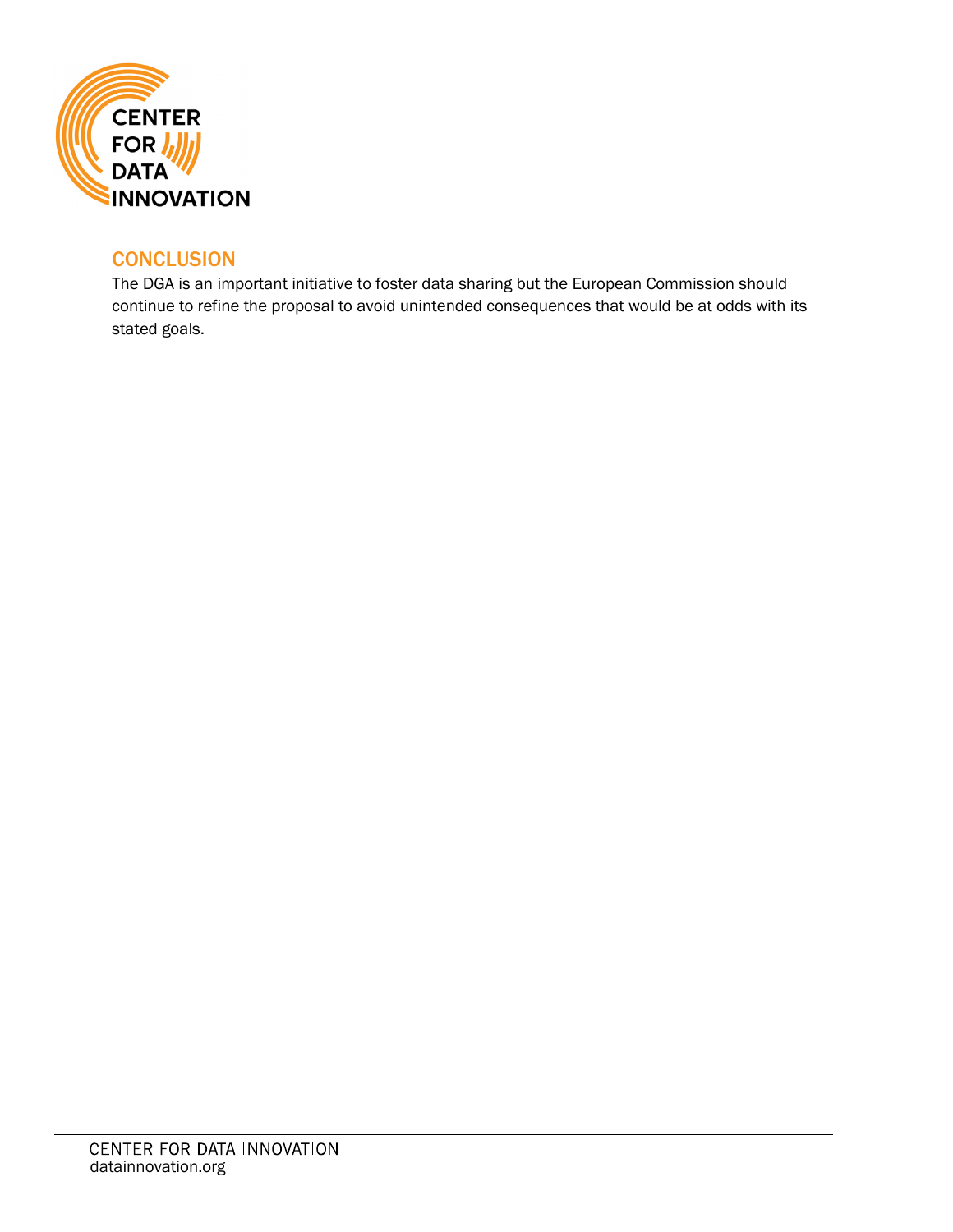## CONCLUSION

The DGA is an important initiative to foster data sharing but the European Commission should continue to refine the proposal to avoid unintended consequences that would be at odds with its stated goals.